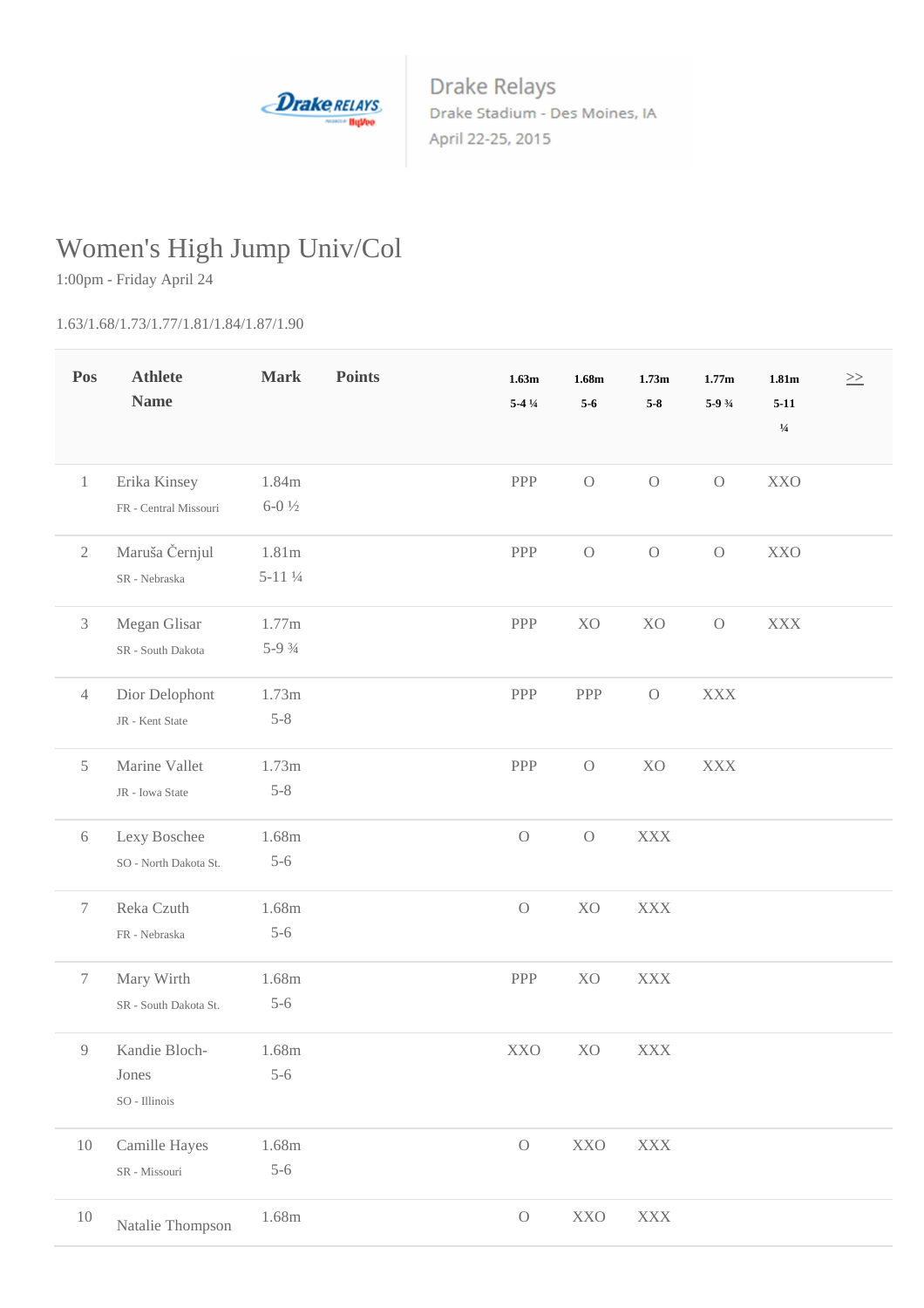Drake Relays
Drake Stadium - Des Moines, IA
April 22-25, 2015

# Women's High Jump Univ/Col

1:00pm - Friday April 24

1.63/1.68/1.73/1.77/1.81/1.84/1.87/1.90

| Pos | Athlete Name | Mark | Points | 1.63m 5-4 ¼ | 1.68m 5-6 | 1.73m 5-8 | 1.77m 5-9 ¾ | 1.81m 5-11 ¼ | >> |
|---|---|---|---|---|---|---|---|---|---|
| 1 | Erika Kinsey<br>FR - Central Missouri | 1.84m<br>6-0 ½ | | PPP | O | O | O | XXO | |
| 2 | Maruša Černjul<br>SR - Nebraska | 1.81m<br>5-11 ¼ | | PPP | O | O | O | XXO | |
| 3 | Megan Glisar<br>SR - South Dakota | 1.77m<br>5-9 ¾ | | PPP | XO | XO | O | XXX | |
| 4 | Dior Delophont<br>JR - Kent State | 1.73m<br>5-8 | | PPP | PPP | O | XXX | | |
| 5 | Marine Vallet<br>JR - Iowa State | 1.73m<br>5-8 | | PPP | O | XO | XXX | | |
| 6 | Lexy Boschee<br>SO - North Dakota St. | 1.68m<br>5-6 | | O | O | XXX | | | |
| 7 | Reka Czuth<br>FR - Nebraska | 1.68m<br>5-6 | | O | XO | XXX | | | |
| 7 | Mary Wirth<br>SR - South Dakota St. | 1.68m<br>5-6 | | PPP | XO | XXX | | | |
| 9 | Kandie Bloch-Jones<br>SO - Illinois | 1.68m<br>5-6 | | XXO | XO | XXX | | | |
| 10 | Camille Hayes<br>SR - Missouri | 1.68m<br>5-6 | | O | XXO | XXX | | | |
| 10 | Natalie Thompson | 1.68m | | O | XXO | XXX | | | |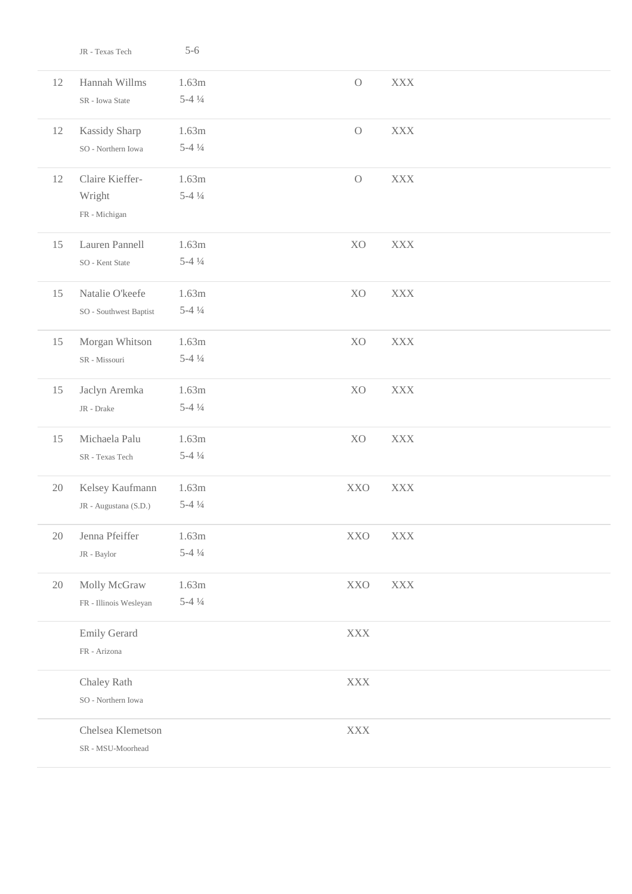| | | | | | |
|---|---|---|---|---|---|
| | JR - Texas Tech | 5-6 | | | |
| 12 | Hannah Willms<br>SR - Iowa State | 1.63m<br>5-4 ¼ | | O | XXX |
| 12 | Kassidy Sharp<br>SO - Northern Iowa | 1.63m<br>5-4 ¼ | | O | XXX |
| 12 | Claire Kieffer-Wright<br>FR - Michigan | 1.63m<br>5-4 ¼ | | O | XXX |
| 15 | Lauren Pannell<br>SO - Kent State | 1.63m<br>5-4 ¼ | | XO | XXX |
| 15 | Natalie O'keefe<br>SO - Southwest Baptist | 1.63m<br>5-4 ¼ | | XO | XXX |
| 15 | Morgan Whitson<br>SR - Missouri | 1.63m<br>5-4 ¼ | | XO | XXX |
| 15 | Jaclyn Aremka<br>JR - Drake | 1.63m<br>5-4 ¼ | | XO | XXX |
| 15 | Michaela Palu<br>SR - Texas Tech | 1.63m<br>5-4 ¼ | | XO | XXX |
| 20 | Kelsey Kaufmann<br>JR - Augustana (S.D.) | 1.63m<br>5-4 ¼ | | XXO | XXX |
| 20 | Jenna Pfeiffer<br>JR - Baylor | 1.63m<br>5-4 ¼ | | XXO | XXX |
| 20 | Molly McGraw<br>FR - Illinois Wesleyan | 1.63m<br>5-4 ¼ | | XXO | XXX |
| | Emily Gerard<br>FR - Arizona | | | XXX | |
| | Chaley Rath<br>SO - Northern Iowa | | | XXX | |
| | Chelsea Klemetson<br>SR - MSU-Moorhead | | | XXX | |